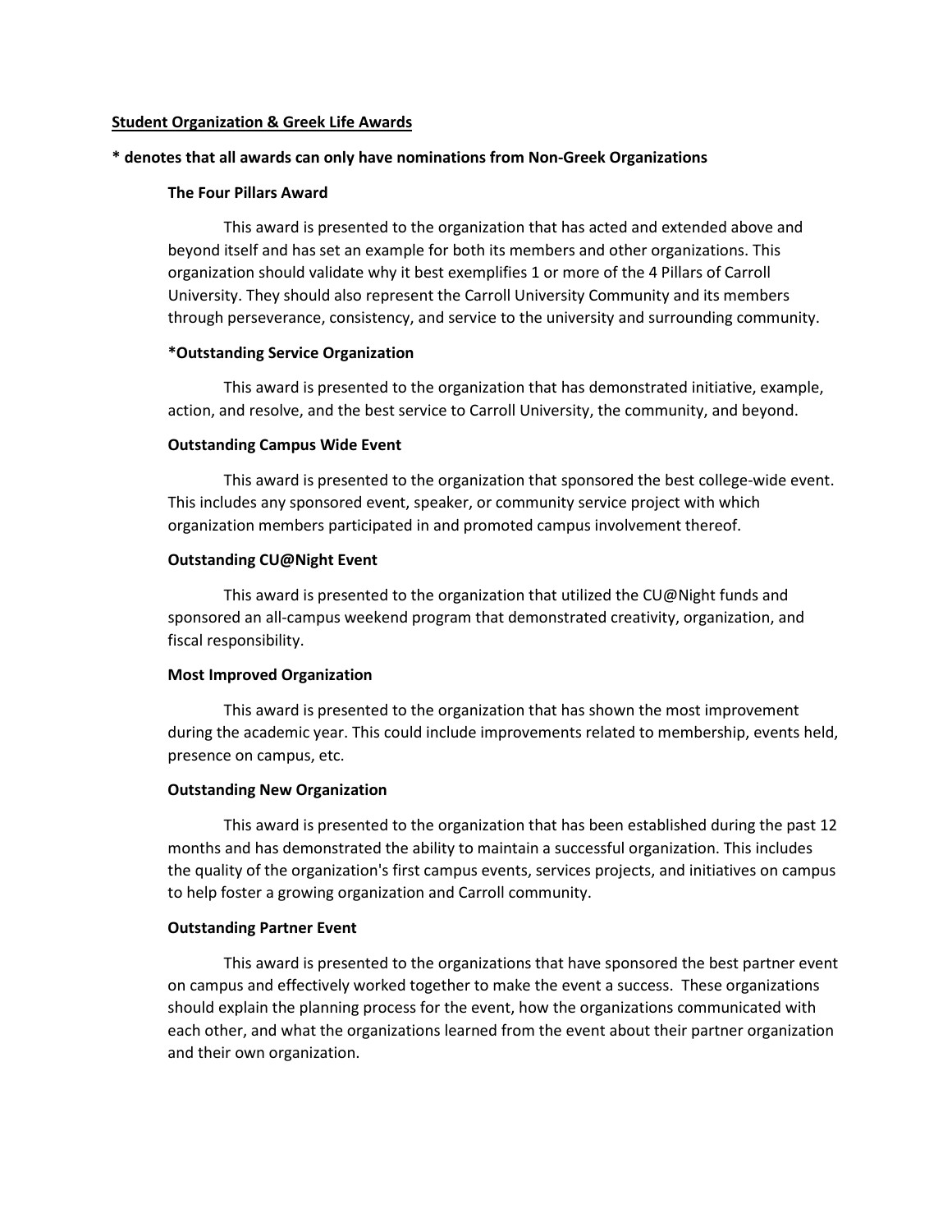## Student Organization & Greek Life Awards

**\* denotes that all awards can only have nominations from Non-Greek Organizations**

### The Four Pillars Award

This award is presented to the organization that has acted and extended above and beyond itself and has set an example for both its members and other organizations. This organization should validate why it best exemplifies 1 or more of the 4 Pillars of Carroll University. They should also represent the Carroll University Community and its members through perseverance, consistency, and service to the university and surrounding community.

### *Outstanding Service Organization

This award is presented to the organization that has demonstrated initiative, example, action, and resolve, and the best service to Carroll University, the community, and beyond.

### Outstanding Campus Wide Event

This award is presented to the organization that sponsored the best college-wide event. This includes any sponsored event, speaker, or community service project with which organization members participated in and promoted campus involvement thereof.

### Outstanding CU@Night Event

This award is presented to the organization that utilized the CU@Night funds and sponsored an all-campus weekend program that demonstrated creativity, organization, and fiscal responsibility.

### Most Improved Organization

This award is presented to the organization that has shown the most improvement during the academic year. This could include improvements related to membership, events held, presence on campus, etc.

### Outstanding New Organization

This award is presented to the organization that has been established during the past 12 months and has demonstrated the ability to maintain a successful organization. This includes the quality of the organization's first campus events, services projects, and initiatives on campus to help foster a growing organization and Carroll community.

### Outstanding Partner Event

This award is presented to the organizations that have sponsored the best partner event on campus and effectively worked together to make the event a success. These organizations should explain the planning process for the event, how the organizations communicated with each other, and what the organizations learned from the event about their partner organization and their own organization.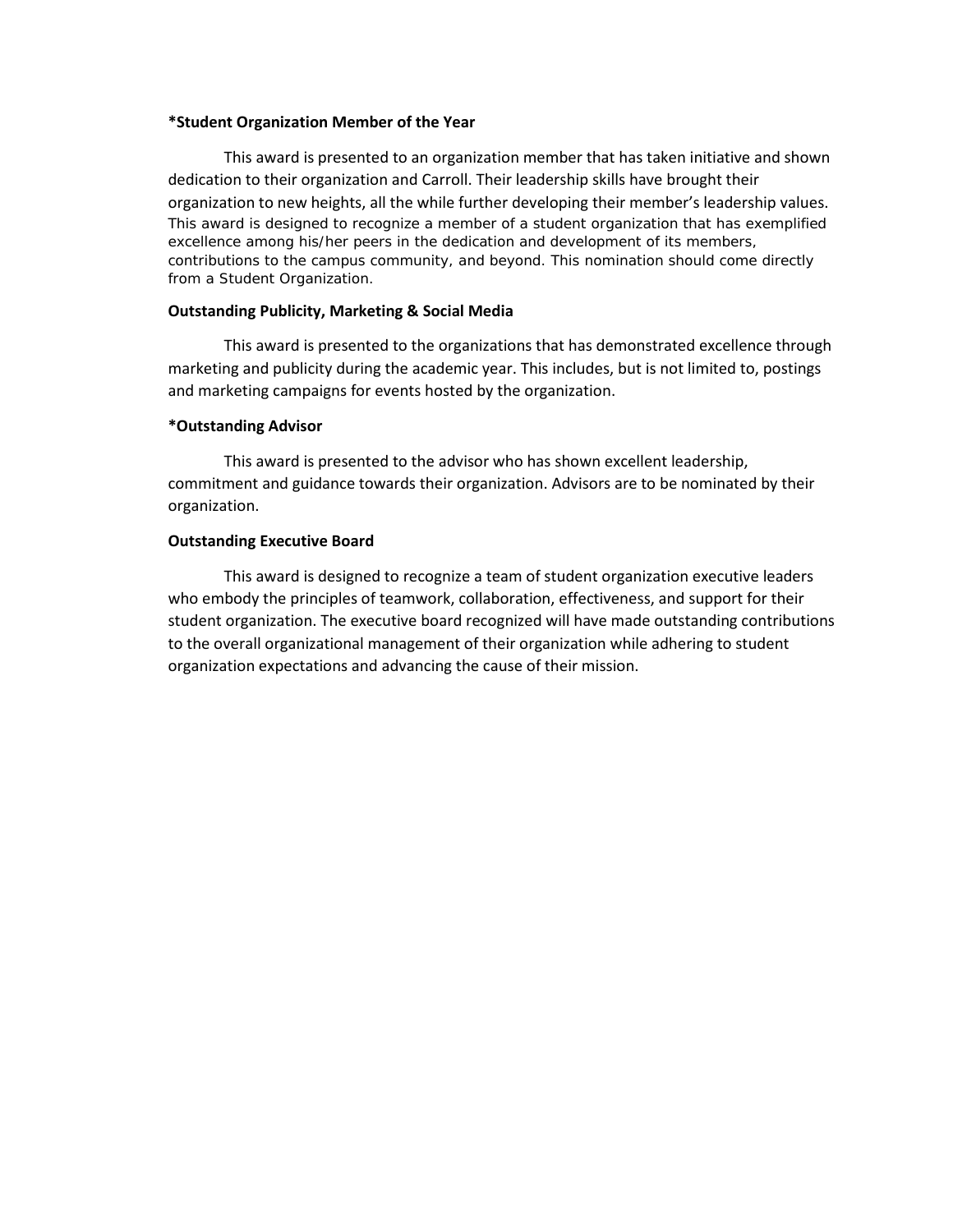**\*Student Organization Member of the Year**

This award is presented to an organization member that has taken initiative and shown dedication to their organization and Carroll. Their leadership skills have brought their organization to new heights, all the while further developing their member's leadership values. This award is designed to recognize a member of a student organization that has exemplified excellence among his/her peers in the dedication and development of its members, contributions to the campus community, and beyond. This nomination should come directly from a Student Organization.

**Outstanding Publicity, Marketing & Social Media**

This award is presented to the organizations that has demonstrated excellence through marketing and publicity during the academic year. This includes, but is not limited to, postings and marketing campaigns for events hosted by the organization.

**\*Outstanding Advisor**

This award is presented to the advisor who has shown excellent leadership, commitment and guidance towards their organization. Advisors are to be nominated by their organization.

**Outstanding Executive Board**

This award is designed to recognize a team of student organization executive leaders who embody the principles of teamwork, collaboration, effectiveness, and support for their student organization. The executive board recognized will have made outstanding contributions to the overall organizational management of their organization while adhering to student organization expectations and advancing the cause of their mission.